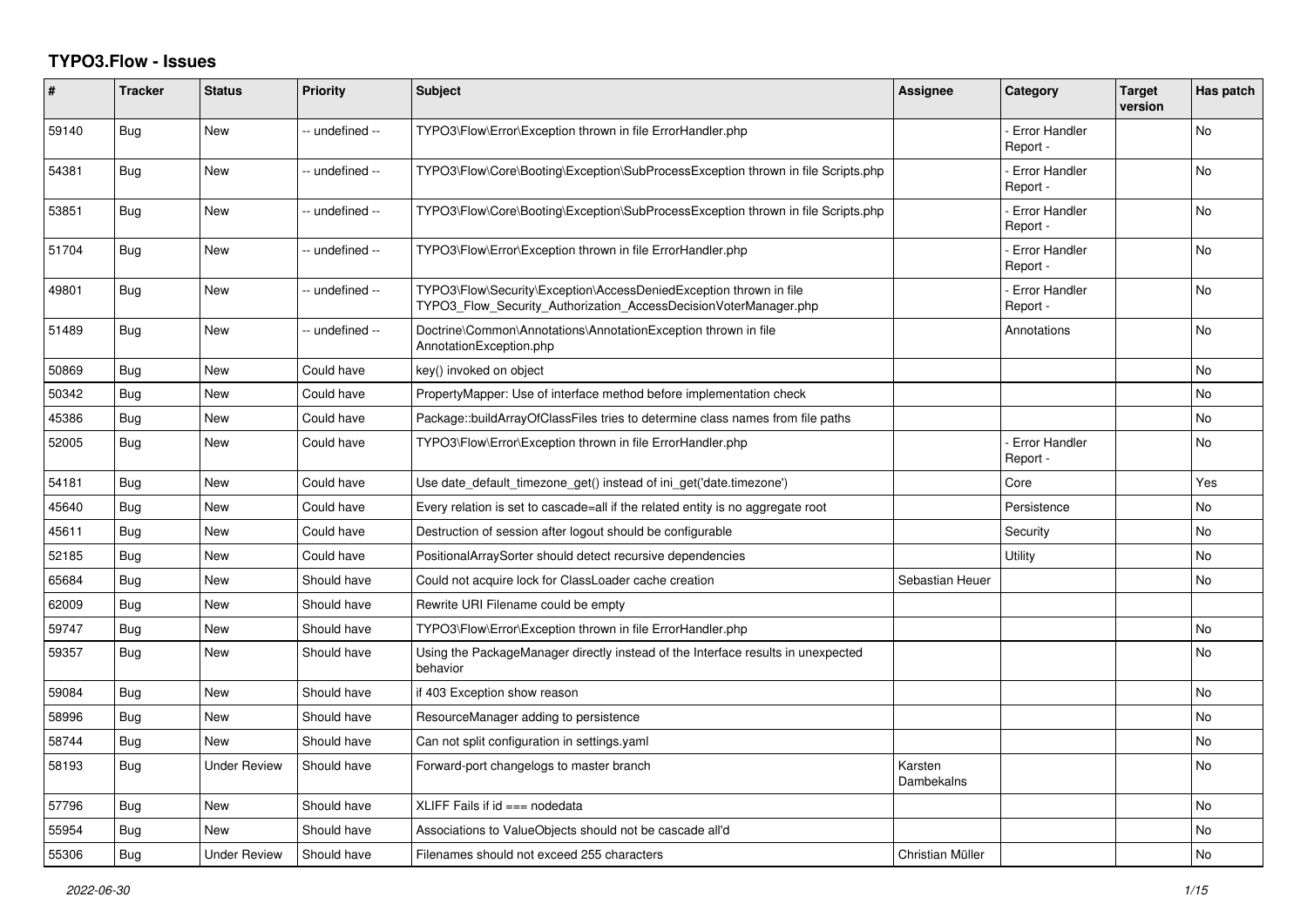# TYPO3.Flow - Issues

| # | Tracker | Status | Priority | Subject | Assignee | Category | Target version | Has patch |
|---|---|---|---|---|---|---|---|---|
| 59140 | Bug | New | -- undefined -- | TYPO3\Flow\Error\Exception thrown in file ErrorHandler.php | | - Error Handler Report - | | No |
| 54381 | Bug | New | -- undefined -- | TYPO3\Flow\Core\Booting\Exception\SubProcessException thrown in file Scripts.php | | - Error Handler Report - | | No |
| 53851 | Bug | New | -- undefined -- | TYPO3\Flow\Core\Booting\Exception\SubProcessException thrown in file Scripts.php | | - Error Handler Report - | | No |
| 51704 | Bug | New | -- undefined -- | TYPO3\Flow\Error\Exception thrown in file ErrorHandler.php | | - Error Handler Report - | | No |
| 49801 | Bug | New | -- undefined -- | TYPO3\Flow\Security\Exception\AccessDeniedException thrown in file TYPO3_Flow_Security_Authorization_AccessDecisionVoterManager.php | | - Error Handler Report - | | No |
| 51489 | Bug | New | -- undefined -- | Doctrine\Common\Annotations\AnnotationException thrown in file AnnotationException.php | | Annotations | | No |
| 50869 | Bug | New | Could have | key() invoked on object | | | | No |
| 50342 | Bug | New | Could have | PropertyMapper: Use of interface method before implementation check | | | | No |
| 45386 | Bug | New | Could have | Package::buildArrayOfClassFiles tries to determine class names from file paths | | | | No |
| 52005 | Bug | New | Could have | TYPO3\Flow\Error\Exception thrown in file ErrorHandler.php | | - Error Handler Report - | | No |
| 54181 | Bug | New | Could have | Use date_default_timezone_get() instead of ini_get('date.timezone') | | Core | | Yes |
| 45640 | Bug | New | Could have | Every relation is set to cascade=all if the related entity is no aggregate root | | Persistence | | No |
| 45611 | Bug | New | Could have | Destruction of session after logout should be configurable | | Security | | No |
| 52185 | Bug | New | Could have | PositionalArraySorter should detect recursive dependencies | | Utility | | No |
| 65684 | Bug | New | Should have | Could not acquire lock for ClassLoader cache creation | Sebastian Heuer | | | No |
| 62009 | Bug | New | Should have | Rewrite URI Filename could be empty | | | | |
| 59747 | Bug | New | Should have | TYPO3\Flow\Error\Exception thrown in file ErrorHandler.php | | | | No |
| 59357 | Bug | New | Should have | Using the PackageManager directly instead of the Interface results in unexpected behavior | | | | No |
| 59084 | Bug | New | Should have | if 403 Exception show reason | | | | No |
| 58996 | Bug | New | Should have | ResourceManager adding to persistence | | | | No |
| 58744 | Bug | New | Should have | Can not split configuration in settings.yaml | | | | No |
| 58193 | Bug | Under Review | Should have | Forward-port changelogs to master branch | Karsten Dambekalns | | | No |
| 57796 | Bug | New | Should have | XLIFF Fails if id === nodedata | | | | No |
| 55954 | Bug | New | Should have | Associations to ValueObjects should not be cascade all'd | | | | No |
| 55306 | Bug | Under Review | Should have | Filenames should not exceed 255 characters | Christian Müller | | | No |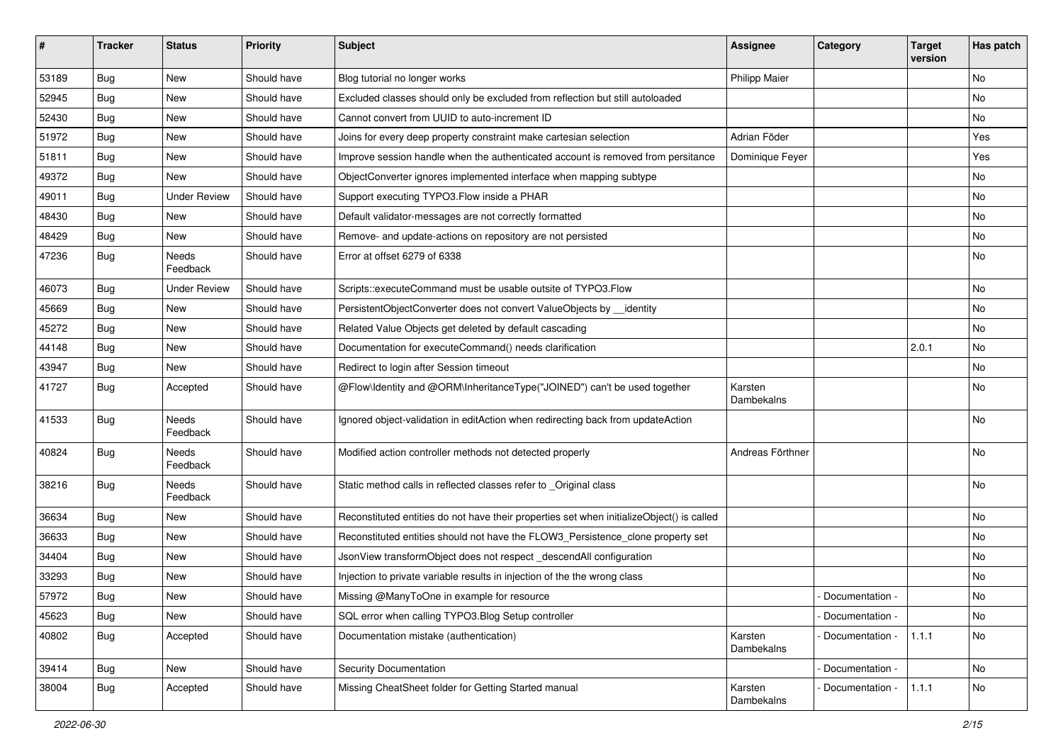| # | Tracker | Status | Priority | Subject | Assignee | Category | Target version | Has patch |
|---|---|---|---|---|---|---|---|---|
| 53189 | Bug | New | Should have | Blog tutorial no longer works | Philipp Maier | | | No |
| 52945 | Bug | New | Should have | Excluded classes should only be excluded from reflection but still autoloaded | | | | No |
| 52430 | Bug | New | Should have | Cannot convert from UUID to auto-increment ID | | | | No |
| 51972 | Bug | New | Should have | Joins for every deep property constraint make cartesian selection | Adrian Föder | | | Yes |
| 51811 | Bug | New | Should have | Improve session handle when the authenticated account is removed from persitance | Dominique Feyer | | | Yes |
| 49372 | Bug | New | Should have | ObjectConverter ignores implemented interface when mapping subtype | | | | No |
| 49011 | Bug | Under Review | Should have | Support executing TYPO3.Flow inside a PHAR | | | | No |
| 48430 | Bug | New | Should have | Default validator-messages are not correctly formatted | | | | No |
| 48429 | Bug | New | Should have | Remove- and update-actions on repository are not persisted | | | | No |
| 47236 | Bug | Needs Feedback | Should have | Error at offset 6279 of 6338 | | | | No |
| 46073 | Bug | Under Review | Should have | Scripts::executeCommand must be usable outsite of TYPO3.Flow | | | | No |
| 45669 | Bug | New | Should have | PersistentObjectConverter does not convert ValueObjects by __identity | | | | No |
| 45272 | Bug | New | Should have | Related Value Objects get deleted by default cascading | | | | No |
| 44148 | Bug | New | Should have | Documentation for executeCommand() needs clarification | | | 2.0.1 | No |
| 43947 | Bug | New | Should have | Redirect to login after Session timeout | | | | No |
| 41727 | Bug | Accepted | Should have | @Flow\Identity and @ORM\InheritanceType("JOINED") can't be used together | Karsten Dambekalns | | | No |
| 41533 | Bug | Needs Feedback | Should have | Ignored object-validation in editAction when redirecting back from updateAction | | | | No |
| 40824 | Bug | Needs Feedback | Should have | Modified action controller methods not detected properly | Andreas Förthner | | | No |
| 38216 | Bug | Needs Feedback | Should have | Static method calls in reflected classes refer to _Original class | | | | No |
| 36634 | Bug | New | Should have | Reconstituted entities do not have their properties set when initializeObject() is called | | | | No |
| 36633 | Bug | New | Should have | Reconstituted entities should not have the FLOW3_Persistence_clone property set | | | | No |
| 34404 | Bug | New | Should have | JsonView transformObject does not respect _descendAll configuration | | | | No |
| 33293 | Bug | New | Should have | Injection to private variable results in injection of the the wrong class | | | | No |
| 57972 | Bug | New | Should have | Missing @ManyToOne in example for resource | | - Documentation - | | No |
| 45623 | Bug | New | Should have | SQL error when calling TYPO3.Blog Setup controller | | - Documentation - | | No |
| 40802 | Bug | Accepted | Should have | Documentation mistake (authentication) | Karsten Dambekalns | - Documentation - | 1.1.1 | No |
| 39414 | Bug | New | Should have | Security Documentation | | - Documentation - | | No |
| 38004 | Bug | Accepted | Should have | Missing CheatSheet folder for Getting Started manual | Karsten Dambekalns | - Documentation - | 1.1.1 | No |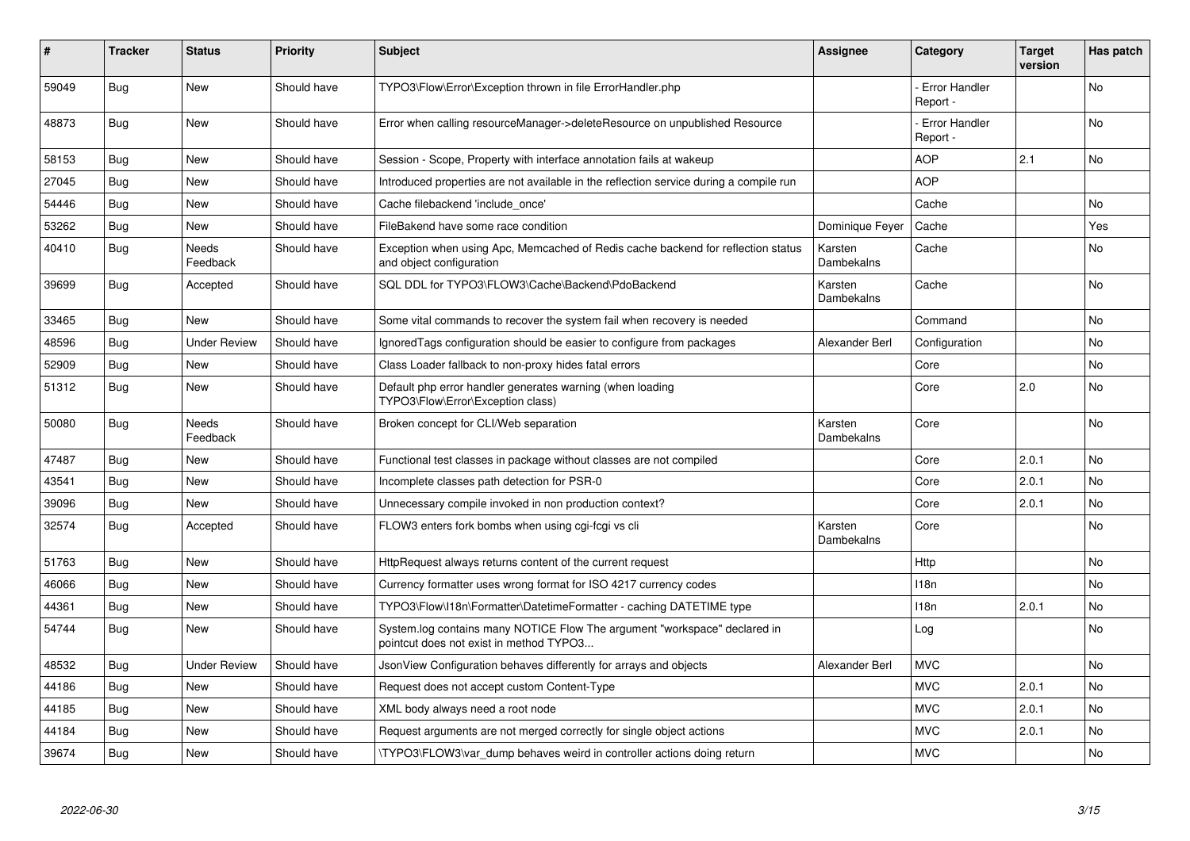| # | Tracker | Status | Priority | Subject | Assignee | Category | Target version | Has patch |
|---|---|---|---|---|---|---|---|---|
| 59049 | Bug | New | Should have | TYPO3\Flow\Error\Exception thrown in file ErrorHandler.php | | - Error Handler Report - | | No |
| 48873 | Bug | New | Should have | Error when calling resourceManager->deleteResource on unpublished Resource | | - Error Handler Report - | | No |
| 58153 | Bug | New | Should have | Session - Scope, Property with interface annotation fails at wakeup | | AOP | 2.1 | No |
| 27045 | Bug | New | Should have | Introduced properties are not available in the reflection service during a compile run | | AOP | | |
| 54446 | Bug | New | Should have | Cache filebackend 'include_once' | | Cache | | No |
| 53262 | Bug | New | Should have | FileBakend have some race condition | Dominique Feyer | Cache | | Yes |
| 40410 | Bug | Needs Feedback | Should have | Exception when using Apc, Memcached of Redis cache backend for reflection status and object configuration | Karsten Dambekalns | Cache | | No |
| 39699 | Bug | Accepted | Should have | SQL DDL for TYPO3\FLOW3\Cache\Backend\PdoBackend | Karsten Dambekalns | Cache | | No |
| 33465 | Bug | New | Should have | Some vital commands to recover the system fail when recovery is needed | | Command | | No |
| 48596 | Bug | Under Review | Should have | IgnoredTags configuration should be easier to configure from packages | Alexander Berl | Configuration | | No |
| 52909 | Bug | New | Should have | Class Loader fallback to non-proxy hides fatal errors | | Core | | No |
| 51312 | Bug | New | Should have | Default php error handler generates warning (when loading TYPO3\Flow\Error\Exception class) | | Core | 2.0 | No |
| 50080 | Bug | Needs Feedback | Should have | Broken concept for CLI/Web separation | Karsten Dambekalns | Core | | No |
| 47487 | Bug | New | Should have | Functional test classes in package without classes are not compiled | | Core | 2.0.1 | No |
| 43541 | Bug | New | Should have | Incomplete classes path detection for PSR-0 | | Core | 2.0.1 | No |
| 39096 | Bug | New | Should have | Unnecessary compile invoked in non production context? | | Core | 2.0.1 | No |
| 32574 | Bug | Accepted | Should have | FLOW3 enters fork bombs when using cgi-fcgi vs cli | Karsten Dambekalns | Core | | No |
| 51763 | Bug | New | Should have | HttpRequest always returns content of the current request | | Http | | No |
| 46066 | Bug | New | Should have | Currency formatter uses wrong format for ISO 4217 currency codes | | I18n | | No |
| 44361 | Bug | New | Should have | TYPO3\Flow\I18n\Formatter\DatetimeFormatter - caching DATETIME type | | I18n | 2.0.1 | No |
| 54744 | Bug | New | Should have | System.log contains many NOTICE Flow The argument "workspace" declared in pointcut does not exist in method TYPO3... | | Log | | No |
| 48532 | Bug | Under Review | Should have | JsonView Configuration behaves differently for arrays and objects | Alexander Berl | MVC | | No |
| 44186 | Bug | New | Should have | Request does not accept custom Content-Type | | MVC | 2.0.1 | No |
| 44185 | Bug | New | Should have | XML body always need a root node | | MVC | 2.0.1 | No |
| 44184 | Bug | New | Should have | Request arguments are not merged correctly for single object actions | | MVC | 2.0.1 | No |
| 39674 | Bug | New | Should have | \TYPO3\FLOW3\var_dump behaves weird in controller actions doing return | | MVC | | No |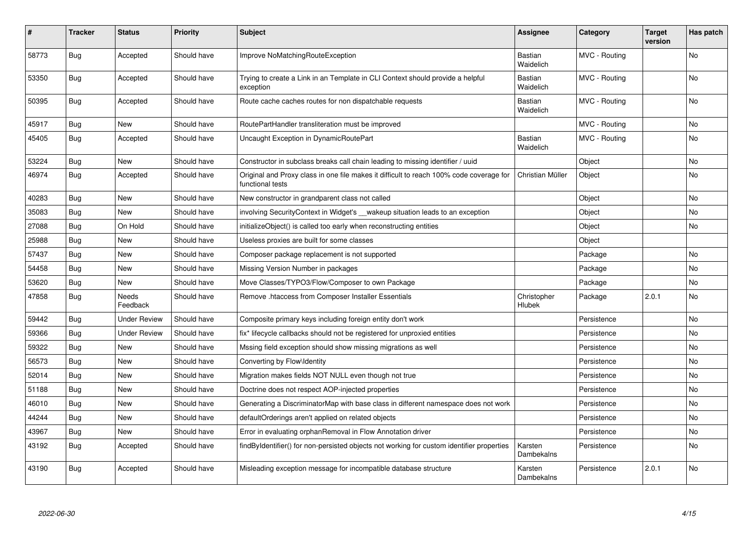| # | Tracker | Status | Priority | Subject | Assignee | Category | Target version | Has patch |
|---|---|---|---|---|---|---|---|---|
| 58773 | Bug | Accepted | Should have | Improve NoMatchingRouteException | Bastian Waidelich | MVC - Routing | | No |
| 53350 | Bug | Accepted | Should have | Trying to create a Link in an Template in CLI Context should provide a helpful exception | Bastian Waidelich | MVC - Routing | | No |
| 50395 | Bug | Accepted | Should have | Route cache caches routes for non dispatchable requests | Bastian Waidelich | MVC - Routing | | No |
| 45917 | Bug | New | Should have | RoutePartHandler transliteration must be improved | | MVC - Routing | | No |
| 45405 | Bug | Accepted | Should have | Uncaught Exception in DynamicRoutePart | Bastian Waidelich | MVC - Routing | | No |
| 53224 | Bug | New | Should have | Constructor in subclass breaks call chain leading to missing identifier / uuid | | Object | | No |
| 46974 | Bug | Accepted | Should have | Original and Proxy class in one file makes it difficult to reach 100% code coverage for functional tests | Christian Müller | Object | | No |
| 40283 | Bug | New | Should have | New constructor in grandparent class not called | | Object | | No |
| 35083 | Bug | New | Should have | involving SecurityContext in Widget's __wakeup situation leads to an exception | | Object | | No |
| 27088 | Bug | On Hold | Should have | initializeObject() is called too early when reconstructing entities | | Object | | No |
| 25988 | Bug | New | Should have | Useless proxies are built for some classes | | Object | | |
| 57437 | Bug | New | Should have | Composer package replacement is not supported | | Package | | No |
| 54458 | Bug | New | Should have | Missing Version Number in packages | | Package | | No |
| 53620 | Bug | New | Should have | Move Classes/TYPO3/Flow/Composer to own Package | | Package | | No |
| 47858 | Bug | Needs Feedback | Should have | Remove .htaccess from Composer Installer Essentials | Christopher Hlubek | Package | 2.0.1 | No |
| 59442 | Bug | Under Review | Should have | Composite primary keys including foreign entity don't work | | Persistence | | No |
| 59366 | Bug | Under Review | Should have | fix* lifecycle callbacks should not be registered for unproxied entities | | Persistence | | No |
| 59322 | Bug | New | Should have | Mssing field exception should show missing migrations as well | | Persistence | | No |
| 56573 | Bug | New | Should have | Converting by Flow\Identity | | Persistence | | No |
| 52014 | Bug | New | Should have | Migration makes fields NOT NULL even though not true | | Persistence | | No |
| 51188 | Bug | New | Should have | Doctrine does not respect AOP-injected properties | | Persistence | | No |
| 46010 | Bug | New | Should have | Generating a DiscriminatorMap with base class in different namespace does not work | | Persistence | | No |
| 44244 | Bug | New | Should have | defaultOrderings aren't applied on related objects | | Persistence | | No |
| 43967 | Bug | New | Should have | Error in evaluating orphanRemoval in Flow Annotation driver | | Persistence | | No |
| 43192 | Bug | Accepted | Should have | findByIdentifier() for non-persisted objects not working for custom identifier properties | Karsten Dambekalns | Persistence | | No |
| 43190 | Bug | Accepted | Should have | Misleading exception message for incompatible database structure | Karsten Dambekalns | Persistence | 2.0.1 | No |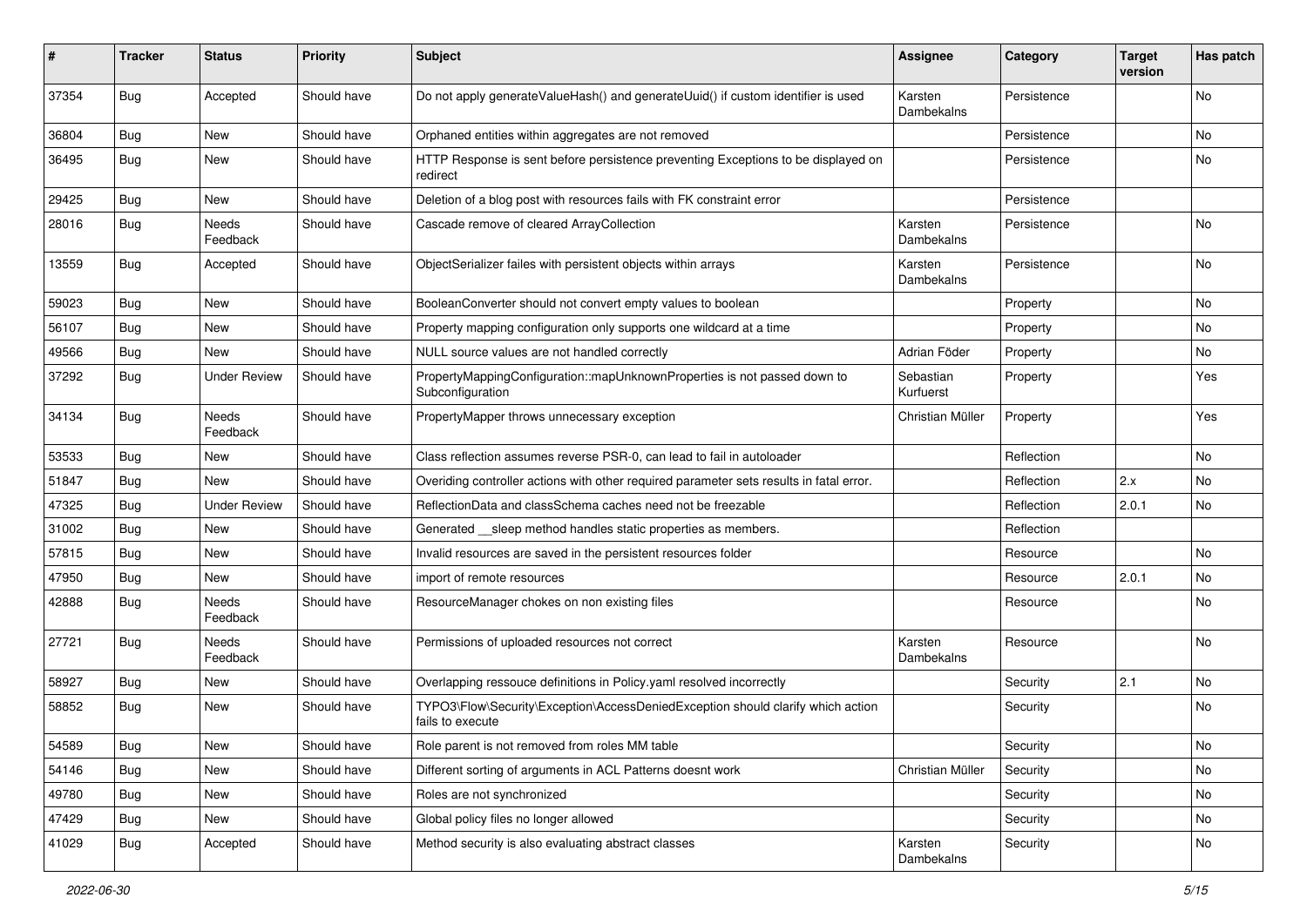| # | Tracker | Status | Priority | Subject | Assignee | Category | Target version | Has patch |
|---|---|---|---|---|---|---|---|---|
| 37354 | Bug | Accepted | Should have | Do not apply generateValueHash() and generateUuid() if custom identifier is used | Karsten Dambekalns | Persistence | | No |
| 36804 | Bug | New | Should have | Orphaned entities within aggregates are not removed | | Persistence | | No |
| 36495 | Bug | New | Should have | HTTP Response is sent before persistence preventing Exceptions to be displayed on redirect | | Persistence | | No |
| 29425 | Bug | New | Should have | Deletion of a blog post with resources fails with FK constraint error | | Persistence | | |
| 28016 | Bug | Needs Feedback | Should have | Cascade remove of cleared ArrayCollection | Karsten Dambekalns | Persistence | | No |
| 13559 | Bug | Accepted | Should have | ObjectSerializer failes with persistent objects within arrays | Karsten Dambekalns | Persistence | | No |
| 59023 | Bug | New | Should have | BooleanConverter should not convert empty values to boolean | | Property | | No |
| 56107 | Bug | New | Should have | Property mapping configuration only supports one wildcard at a time | | Property | | No |
| 49566 | Bug | New | Should have | NULL source values are not handled correctly | Adrian Föder | Property | | No |
| 37292 | Bug | Under Review | Should have | PropertyMappingConfiguration::mapUnknownProperties is not passed down to Subconfiguration | Sebastian Kurfuerst | Property | | Yes |
| 34134 | Bug | Needs Feedback | Should have | PropertyMapper throws unnecessary exception | Christian Müller | Property | | Yes |
| 53533 | Bug | New | Should have | Class reflection assumes reverse PSR-0, can lead to fail in autoloader | | Reflection | | No |
| 51847 | Bug | New | Should have | Overiding controller actions with other required parameter sets results in fatal error. | | Reflection | 2.x | No |
| 47325 | Bug | Under Review | Should have | ReflectionData and classSchema caches need not be freezable | | Reflection | 2.0.1 | No |
| 31002 | Bug | New | Should have | Generated __sleep method handles static properties as members. | | Reflection | | |
| 57815 | Bug | New | Should have | Invalid resources are saved in the persistent resources folder | | Resource | | No |
| 47950 | Bug | New | Should have | import of remote resources | | Resource | 2.0.1 | No |
| 42888 | Bug | Needs Feedback | Should have | ResourceManager chokes on non existing files | | Resource | | No |
| 27721 | Bug | Needs Feedback | Should have | Permissions of uploaded resources not correct | Karsten Dambekalns | Resource | | No |
| 58927 | Bug | New | Should have | Overlapping ressouce definitions in Policy.yaml resolved incorrectly | | Security | 2.1 | No |
| 58852 | Bug | New | Should have | TYPO3\Flow\Security\Exception\AccessDeniedException should clarify which action fails to execute | | Security | | No |
| 54589 | Bug | New | Should have | Role parent is not removed from roles MM table | | Security | | No |
| 54146 | Bug | New | Should have | Different sorting of arguments in ACL Patterns doesnt work | Christian Müller | Security | | No |
| 49780 | Bug | New | Should have | Roles are not synchronized | | Security | | No |
| 47429 | Bug | New | Should have | Global policy files no longer allowed | | Security | | No |
| 41029 | Bug | Accepted | Should have | Method security is also evaluating abstract classes | Karsten Dambekalns | Security | | No |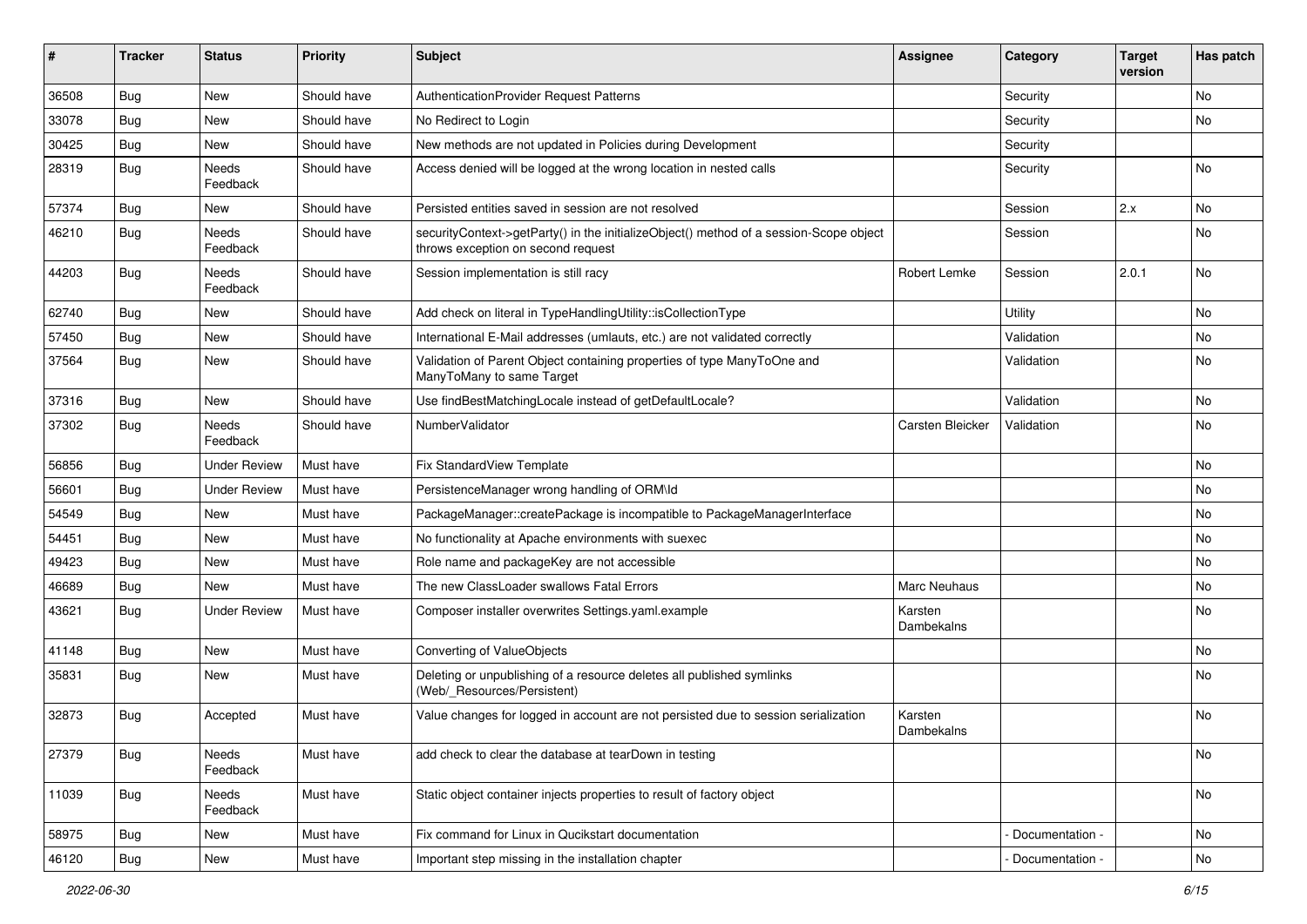| # | Tracker | Status | Priority | Subject | Assignee | Category | Target version | Has patch |
|---|---|---|---|---|---|---|---|---|
| 36508 | Bug | New | Should have | AuthenticationProvider Request Patterns | | Security | | No |
| 33078 | Bug | New | Should have | No Redirect to Login | | Security | | No |
| 30425 | Bug | New | Should have | New methods are not updated in Policies during Development | | Security | | |
| 28319 | Bug | Needs Feedback | Should have | Access denied will be logged at the wrong location in nested calls | | Security | | No |
| 57374 | Bug | New | Should have | Persisted entities saved in session are not resolved | | Session | 2.x | No |
| 46210 | Bug | Needs Feedback | Should have | securityContext->getParty() in the initializeObject() method of a session-Scope object throws exception on second request | | Session | | No |
| 44203 | Bug | Needs Feedback | Should have | Session implementation is still racy | Robert Lemke | Session | 2.0.1 | No |
| 62740 | Bug | New | Should have | Add check on literal in TypeHandlingUtility::isCollectionType | | Utility | | No |
| 57450 | Bug | New | Should have | International E-Mail addresses (umlauts, etc.) are not validated correctly | | Validation | | No |
| 37564 | Bug | New | Should have | Validation of Parent Object containing properties of type ManyToOne and ManyToMany to same Target | | Validation | | No |
| 37316 | Bug | New | Should have | Use findBestMatchingLocale instead of getDefaultLocale? | | Validation | | No |
| 37302 | Bug | Needs Feedback | Should have | NumberValidator | Carsten Bleicker | Validation | | No |
| 56856 | Bug | Under Review | Must have | Fix StandardView Template | | | | No |
| 56601 | Bug | Under Review | Must have | PersistenceManager wrong handling of ORM\Id | | | | No |
| 54549 | Bug | New | Must have | PackageManager::createPackage is incompatible to PackageManagerInterface | | | | No |
| 54451 | Bug | New | Must have | No functionality at Apache environments with suexec | | | | No |
| 49423 | Bug | New | Must have | Role name and packageKey are not accessible | | | | No |
| 46689 | Bug | New | Must have | The new ClassLoader swallows Fatal Errors | Marc Neuhaus | | | No |
| 43621 | Bug | Under Review | Must have | Composer installer overwrites Settings.yaml.example | Karsten Dambekalns | | | No |
| 41148 | Bug | New | Must have | Converting of ValueObjects | | | | No |
| 35831 | Bug | New | Must have | Deleting or unpublishing of a resource deletes all published symlinks (Web/_Resources/Persistent) | | | | No |
| 32873 | Bug | Accepted | Must have | Value changes for logged in account are not persisted due to session serialization | Karsten Dambekalns | | | No |
| 27379 | Bug | Needs Feedback | Must have | add check to clear the database at tearDown in testing | | | | No |
| 11039 | Bug | Needs Feedback | Must have | Static object container injects properties to result of factory object | | | | No |
| 58975 | Bug | New | Must have | Fix command for Linux in Qucikstart documentation | | - Documentation - | | No |
| 46120 | Bug | New | Must have | Important step missing in the installation chapter | | - Documentation - | | No |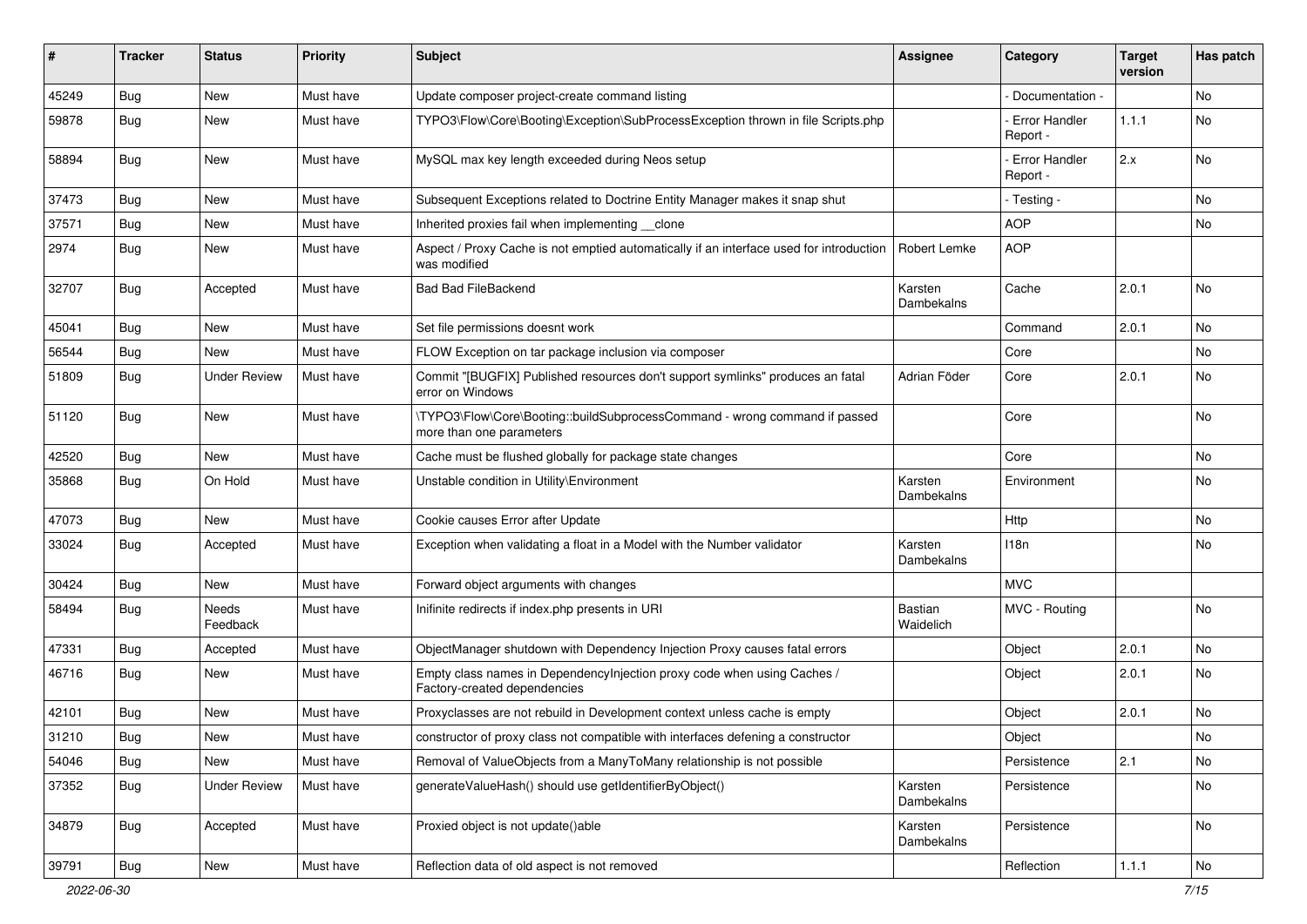| # | Tracker | Status | Priority | Subject | Assignee | Category | Target version | Has patch |
|---|---|---|---|---|---|---|---|---|
| 45249 | Bug | New | Must have | Update composer project-create command listing | | - Documentation - | | No |
| 59878 | Bug | New | Must have | TYPO3\Flow\Core\Booting\Exception\SubProcessException thrown in file Scripts.php | | - Error Handler Report - | 1.1.1 | No |
| 58894 | Bug | New | Must have | MySQL max key length exceeded during Neos setup | | - Error Handler Report - | 2.x | No |
| 37473 | Bug | New | Must have | Subsequent Exceptions related to Doctrine Entity Manager makes it snap shut | | - Testing - | | No |
| 37571 | Bug | New | Must have | Inherited proxies fail when implementing __clone | | AOP | | No |
| 2974 | Bug | New | Must have | Aspect / Proxy Cache is not emptied automatically if an interface used for introduction was modified | Robert Lemke | AOP | | |
| 32707 | Bug | Accepted | Must have | Bad Bad FileBackend | Karsten Dambekalns | Cache | 2.0.1 | No |
| 45041 | Bug | New | Must have | Set file permissions doesnt work | | Command | 2.0.1 | No |
| 56544 | Bug | New | Must have | FLOW Exception on tar package inclusion via composer | | Core | | No |
| 51809 | Bug | Under Review | Must have | Commit "[BUGFIX] Published resources don't support symlinks" produces an fatal error on Windows | Adrian Föder | Core | 2.0.1 | No |
| 51120 | Bug | New | Must have | \TYPO3\Flow\Core\Booting::buildSubprocessCommand - wrong command if passed more than one parameters | | Core | | No |
| 42520 | Bug | New | Must have | Cache must be flushed globally for package state changes | | Core | | No |
| 35868 | Bug | On Hold | Must have | Unstable condition in Utility\Environment | Karsten Dambekalns | Environment | | No |
| 47073 | Bug | New | Must have | Cookie causes Error after Update | | Http | | No |
| 33024 | Bug | Accepted | Must have | Exception when validating a float in a Model with the Number validator | Karsten Dambekalns | I18n | | No |
| 30424 | Bug | New | Must have | Forward object arguments with changes | | MVC | | |
| 58494 | Bug | Needs Feedback | Must have | Inifinite redirects if index.php presents in URI | Bastian Waidelich | MVC - Routing | | No |
| 47331 | Bug | Accepted | Must have | ObjectManager shutdown with Dependency Injection Proxy causes fatal errors | | Object | 2.0.1 | No |
| 46716 | Bug | New | Must have | Empty class names in DependencyInjection proxy code when using Caches / Factory-created dependencies | | Object | 2.0.1 | No |
| 42101 | Bug | New | Must have | Proxyclasses are not rebuild in Development context unless cache is empty | | Object | 2.0.1 | No |
| 31210 | Bug | New | Must have | constructor of proxy class not compatible with interfaces defening a constructor | | Object | | No |
| 54046 | Bug | New | Must have | Removal of ValueObjects from a ManyToMany relationship is not possible | | Persistence | 2.1 | No |
| 37352 | Bug | Under Review | Must have | generateValueHash() should use getIdentifierByObject() | Karsten Dambekalns | Persistence | | No |
| 34879 | Bug | Accepted | Must have | Proxied object is not update()able | Karsten Dambekalns | Persistence | | No |
| 39791 | Bug | New | Must have | Reflection data of old aspect is not removed | | Reflection | 1.1.1 | No |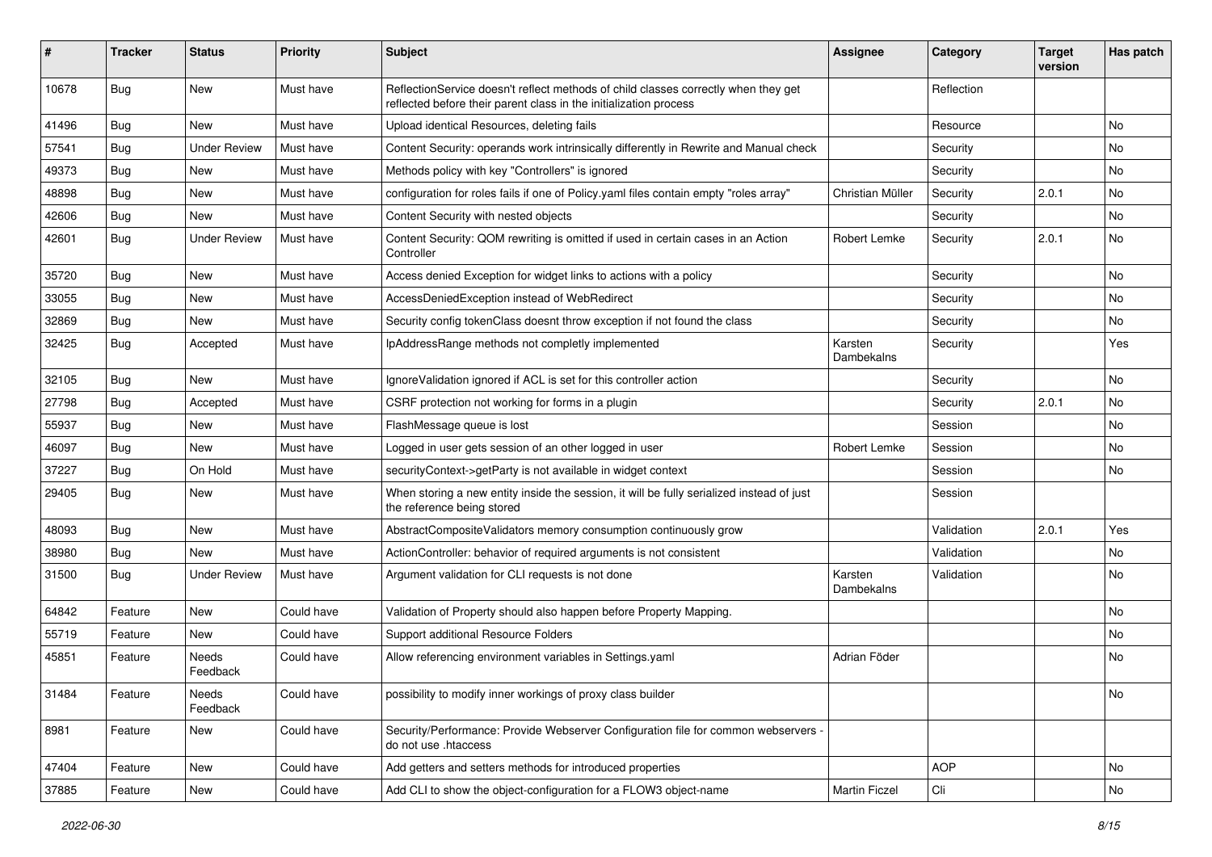| # | Tracker | Status | Priority | Subject | Assignee | Category | Target version | Has patch |
|---|---|---|---|---|---|---|---|---|
| 10678 | Bug | New | Must have | ReflectionService doesn't reflect methods of child classes correctly when they get reflected before their parent class in the initialization process | | Reflection | | |
| 41496 | Bug | New | Must have | Upload identical Resources, deleting fails | | Resource | | No |
| 57541 | Bug | Under Review | Must have | Content Security: operands work intrinsically differently in Rewrite and Manual check | | Security | | No |
| 49373 | Bug | New | Must have | Methods policy with key "Controllers" is ignored | | Security | | No |
| 48898 | Bug | New | Must have | configuration for roles fails if one of Policy.yaml files contain empty "roles array" | Christian Müller | Security | 2.0.1 | No |
| 42606 | Bug | New | Must have | Content Security with nested objects | | Security | | No |
| 42601 | Bug | Under Review | Must have | Content Security: QOM rewriting is omitted if used in certain cases in an Action Controller | Robert Lemke | Security | 2.0.1 | No |
| 35720 | Bug | New | Must have | Access denied Exception for widget links to actions with a policy | | Security | | No |
| 33055 | Bug | New | Must have | AccessDeniedException instead of WebRedirect | | Security | | No |
| 32869 | Bug | New | Must have | Security config tokenClass doesnt throw exception if not found the class | | Security | | No |
| 32425 | Bug | Accepted | Must have | IpAddressRange methods not completly implemented | Karsten Dambekalns | Security | | Yes |
| 32105 | Bug | New | Must have | IgnoreValidation ignored if ACL is set for this controller action | | Security | | No |
| 27798 | Bug | Accepted | Must have | CSRF protection not working for forms in a plugin | | Security | 2.0.1 | No |
| 55937 | Bug | New | Must have | FlashMessage queue is lost | | Session | | No |
| 46097 | Bug | New | Must have | Logged in user gets session of an other logged in user | Robert Lemke | Session | | No |
| 37227 | Bug | On Hold | Must have | securityContext->getParty is not available in widget context | | Session | | No |
| 29405 | Bug | New | Must have | When storing a new entity inside the session, it will be fully serialized instead of just the reference being stored | | Session | | |
| 48093 | Bug | New | Must have | AbstractCompositeValidators memory consumption continuously grow | | Validation | 2.0.1 | Yes |
| 38980 | Bug | New | Must have | ActionController: behavior of required arguments is not consistent | | Validation | | No |
| 31500 | Bug | Under Review | Must have | Argument validation for CLI requests is not done | Karsten Dambekalns | Validation | | No |
| 64842 | Feature | New | Could have | Validation of Property should also happen before Property Mapping. | | | | No |
| 55719 | Feature | New | Could have | Support additional Resource Folders | | | | No |
| 45851 | Feature | Needs Feedback | Could have | Allow referencing environment variables in Settings.yaml | Adrian Föder | | | No |
| 31484 | Feature | Needs Feedback | Could have | possibility to modify inner workings of proxy class builder | | | | No |
| 8981 | Feature | New | Could have | Security/Performance: Provide Webserver Configuration file for common webservers - do not use .htaccess | | | | |
| 47404 | Feature | New | Could have | Add getters and setters methods for introduced properties | | AOP | | No |
| 37885 | Feature | New | Could have | Add CLI to show the object-configuration for a FLOW3 object-name | Martin Ficzel | Cli | | No |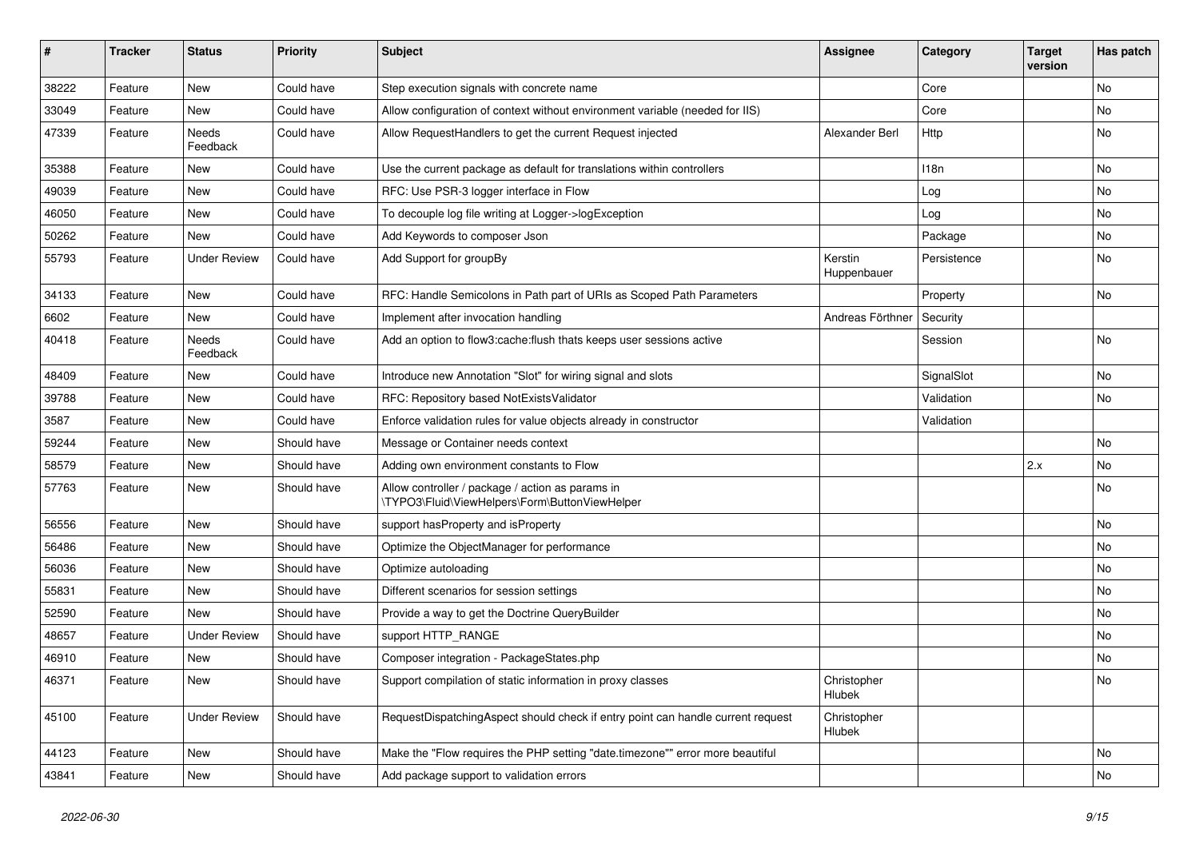| # | Tracker | Status | Priority | Subject | Assignee | Category | Target version | Has patch |
|---|---|---|---|---|---|---|---|---|
| 38222 | Feature | New | Could have | Step execution signals with concrete name | | Core | | No |
| 33049 | Feature | New | Could have | Allow configuration of context without environment variable (needed for IIS) | | Core | | No |
| 47339 | Feature | Needs Feedback | Could have | Allow RequestHandlers to get the current Request injected | Alexander Berl | Http | | No |
| 35388 | Feature | New | Could have | Use the current package as default for translations within controllers | | I18n | | No |
| 49039 | Feature | New | Could have | RFC: Use PSR-3 logger interface in Flow | | Log | | No |
| 46050 | Feature | New | Could have | To decouple log file writing at Logger->logException | | Log | | No |
| 50262 | Feature | New | Could have | Add Keywords to composer Json | | Package | | No |
| 55793 | Feature | Under Review | Could have | Add Support for groupBy | Kerstin Huppenbauer | Persistence | | No |
| 34133 | Feature | New | Could have | RFC: Handle Semicolons in Path part of URIs as Scoped Path Parameters | | Property | | No |
| 6602 | Feature | New | Could have | Implement after invocation handling | Andreas Förthner | Security | | |
| 40418 | Feature | Needs Feedback | Could have | Add an option to flow3:cache:flush thats keeps user sessions active | | Session | | No |
| 48409 | Feature | New | Could have | Introduce new Annotation "Slot" for wiring signal and slots | | SignalSlot | | No |
| 39788 | Feature | New | Could have | RFC: Repository based NotExistsValidator | | Validation | | No |
| 3587 | Feature | New | Could have | Enforce validation rules for value objects already in constructor | | Validation | | |
| 59244 | Feature | New | Should have | Message or Container needs context | | | | No |
| 58579 | Feature | New | Should have | Adding own environment constants to Flow | | | 2.x | No |
| 57763 | Feature | New | Should have | Allow controller / package / action as params in \TYPO3\Fluid\ViewHelpers\Form\ButtonViewHelper | | | | No |
| 56556 | Feature | New | Should have | support hasProperty and isProperty | | | | No |
| 56486 | Feature | New | Should have | Optimize the ObjectManager for performance | | | | No |
| 56036 | Feature | New | Should have | Optimize autoloading | | | | No |
| 55831 | Feature | New | Should have | Different scenarios for session settings | | | | No |
| 52590 | Feature | New | Should have | Provide a way to get the Doctrine QueryBuilder | | | | No |
| 48657 | Feature | Under Review | Should have | support HTTP_RANGE | | | | No |
| 46910 | Feature | New | Should have | Composer integration - PackageStates.php | | | | No |
| 46371 | Feature | New | Should have | Support compilation of static information in proxy classes | Christopher Hlubek | | | No |
| 45100 | Feature | Under Review | Should have | RequestDispatchingAspect should check if entry point can handle current request | Christopher Hlubek | | | |
| 44123 | Feature | New | Should have | Make the "Flow requires the PHP setting "date.timezone"" error more beautiful | | | | No |
| 43841 | Feature | New | Should have | Add package support to validation errors | | | | No |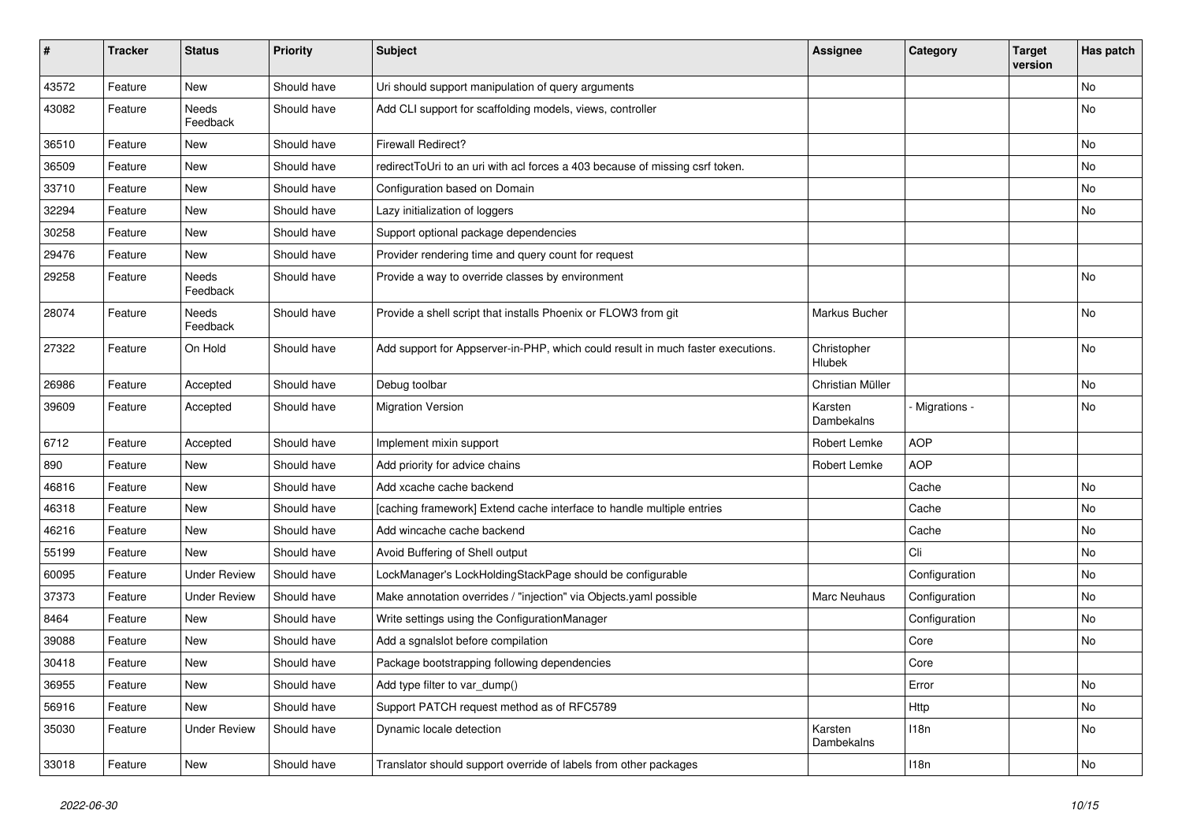| # | Tracker | Status | Priority | Subject | Assignee | Category | Target version | Has patch |
|---|---|---|---|---|---|---|---|---|
| 43572 | Feature | New | Should have | Uri should support manipulation of query arguments | | | | No |
| 43082 | Feature | Needs Feedback | Should have | Add CLI support for scaffolding models, views, controller | | | | No |
| 36510 | Feature | New | Should have | Firewall Redirect? | | | | No |
| 36509 | Feature | New | Should have | redirectToUri to an uri with acl forces a 403 because of missing csrf token. | | | | No |
| 33710 | Feature | New | Should have | Configuration based on Domain | | | | No |
| 32294 | Feature | New | Should have | Lazy initialization of loggers | | | | No |
| 30258 | Feature | New | Should have | Support optional package dependencies | | | | |
| 29476 | Feature | New | Should have | Provider rendering time and query count for request | | | | |
| 29258 | Feature | Needs Feedback | Should have | Provide a way to override classes by environment | | | | No |
| 28074 | Feature | Needs Feedback | Should have | Provide a shell script that installs Phoenix or FLOW3 from git | Markus Bucher | | | No |
| 27322 | Feature | On Hold | Should have | Add support for Appserver-in-PHP, which could result in much faster executions. | Christopher Hlubek | | | No |
| 26986 | Feature | Accepted | Should have | Debug toolbar | Christian Müller | | | No |
| 39609 | Feature | Accepted | Should have | Migration Version | Karsten Dambekalns | - Migrations - | | No |
| 6712 | Feature | Accepted | Should have | Implement mixin support | Robert Lemke | AOP | | |
| 890 | Feature | New | Should have | Add priority for advice chains | Robert Lemke | AOP | | |
| 46816 | Feature | New | Should have | Add xcache cache backend | | Cache | | No |
| 46318 | Feature | New | Should have | [caching framework] Extend cache interface to handle multiple entries | | Cache | | No |
| 46216 | Feature | New | Should have | Add wincache cache backend | | Cache | | No |
| 55199 | Feature | New | Should have | Avoid Buffering of Shell output | | Cli | | No |
| 60095 | Feature | Under Review | Should have | LockManager's LockHoldingStackPage should be configurable | | Configuration | | No |
| 37373 | Feature | Under Review | Should have | Make annotation overrides / "injection" via Objects.yaml possible | Marc Neuhaus | Configuration | | No |
| 8464 | Feature | New | Should have | Write settings using the ConfigurationManager | | Configuration | | No |
| 39088 | Feature | New | Should have | Add a sgnalslot before compilation | | Core | | No |
| 30418 | Feature | New | Should have | Package bootstrapping following dependencies | | Core | | |
| 36955 | Feature | New | Should have | Add type filter to var_dump() | | Error | | No |
| 56916 | Feature | New | Should have | Support PATCH request method as of RFC5789 | | Http | | No |
| 35030 | Feature | Under Review | Should have | Dynamic locale detection | Karsten Dambekalns | I18n | | No |
| 33018 | Feature | New | Should have | Translator should support override of labels from other packages | | I18n | | No |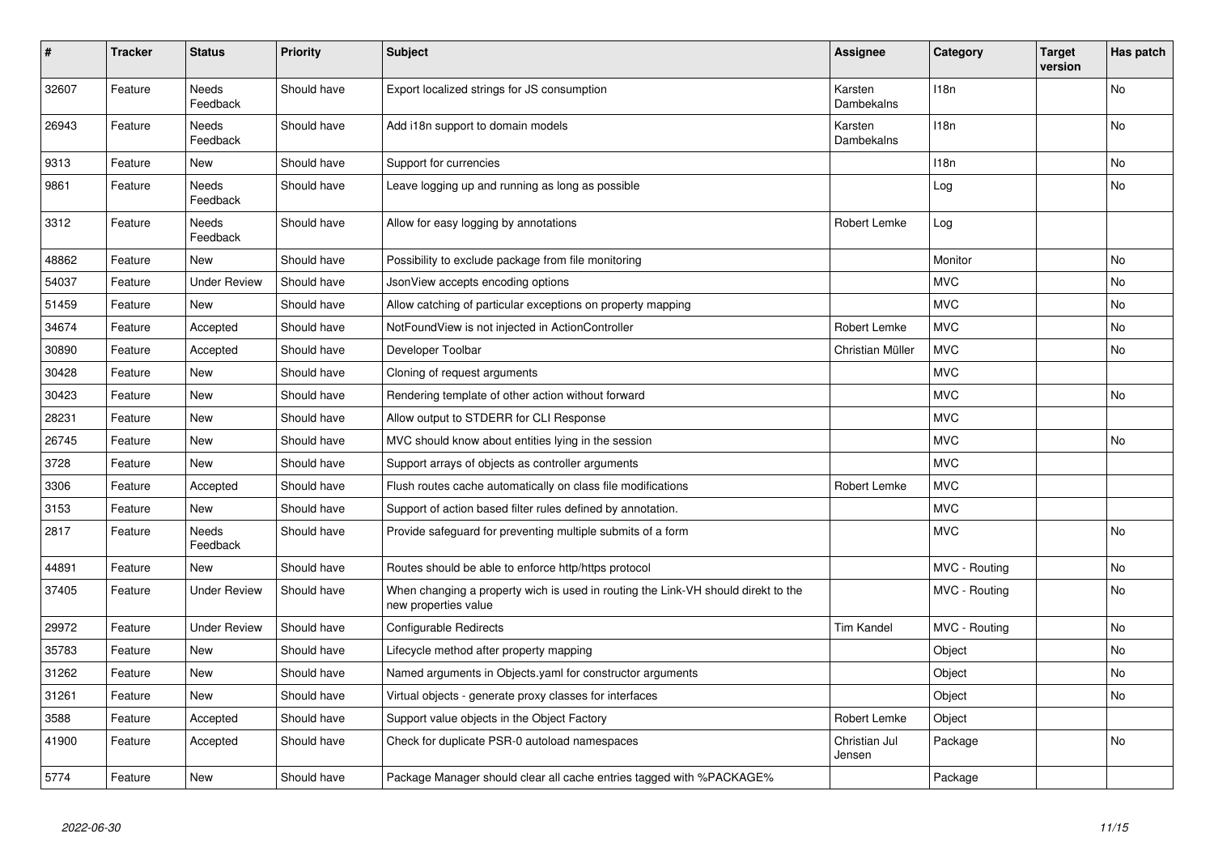| # | Tracker | Status | Priority | Subject | Assignee | Category | Target version | Has patch |
|---|---|---|---|---|---|---|---|---|
| 32607 | Feature | Needs Feedback | Should have | Export localized strings for JS consumption | Karsten Dambekalns | I18n | | No |
| 26943 | Feature | Needs Feedback | Should have | Add i18n support to domain models | Karsten Dambekalns | I18n | | No |
| 9313 | Feature | New | Should have | Support for currencies | | I18n | | No |
| 9861 | Feature | Needs Feedback | Should have | Leave logging up and running as long as possible | | Log | | No |
| 3312 | Feature | Needs Feedback | Should have | Allow for easy logging by annotations | Robert Lemke | Log | | |
| 48862 | Feature | New | Should have | Possibility to exclude package from file monitoring | | Monitor | | No |
| 54037 | Feature | Under Review | Should have | JsonView accepts encoding options | | MVC | | No |
| 51459 | Feature | New | Should have | Allow catching of particular exceptions on property mapping | | MVC | | No |
| 34674 | Feature | Accepted | Should have | NotFoundView is not injected in ActionController | Robert Lemke | MVC | | No |
| 30890 | Feature | Accepted | Should have | Developer Toolbar | Christian Müller | MVC | | No |
| 30428 | Feature | New | Should have | Cloning of request arguments | | MVC | | |
| 30423 | Feature | New | Should have | Rendering template of other action without forward | | MVC | | No |
| 28231 | Feature | New | Should have | Allow output to STDERR for CLI Response | | MVC | | |
| 26745 | Feature | New | Should have | MVC should know about entities lying in the session | | MVC | | No |
| 3728 | Feature | New | Should have | Support arrays of objects as controller arguments | | MVC | | |
| 3306 | Feature | Accepted | Should have | Flush routes cache automatically on class file modifications | Robert Lemke | MVC | | |
| 3153 | Feature | New | Should have | Support of action based filter rules defined by annotation. | | MVC | | |
| 2817 | Feature | Needs Feedback | Should have | Provide safeguard for preventing multiple submits of a form | | MVC | | No |
| 44891 | Feature | New | Should have | Routes should be able to enforce http/https protocol | | MVC - Routing | | No |
| 37405 | Feature | Under Review | Should have | When changing a property wich is used in routing the Link-VH should direkt to the new properties value | | MVC - Routing | | No |
| 29972 | Feature | Under Review | Should have | Configurable Redirects | Tim Kandel | MVC - Routing | | No |
| 35783 | Feature | New | Should have | Lifecycle method after property mapping | | Object | | No |
| 31262 | Feature | New | Should have | Named arguments in Objects.yaml for constructor arguments | | Object | | No |
| 31261 | Feature | New | Should have | Virtual objects - generate proxy classes for interfaces | | Object | | No |
| 3588 | Feature | Accepted | Should have | Support value objects in the Object Factory | Robert Lemke | Object | | |
| 41900 | Feature | Accepted | Should have | Check for duplicate PSR-0 autoload namespaces | Christian Jul Jensen | Package | | No |
| 5774 | Feature | New | Should have | Package Manager should clear all cache entries tagged with %PACKAGE% | | Package | | |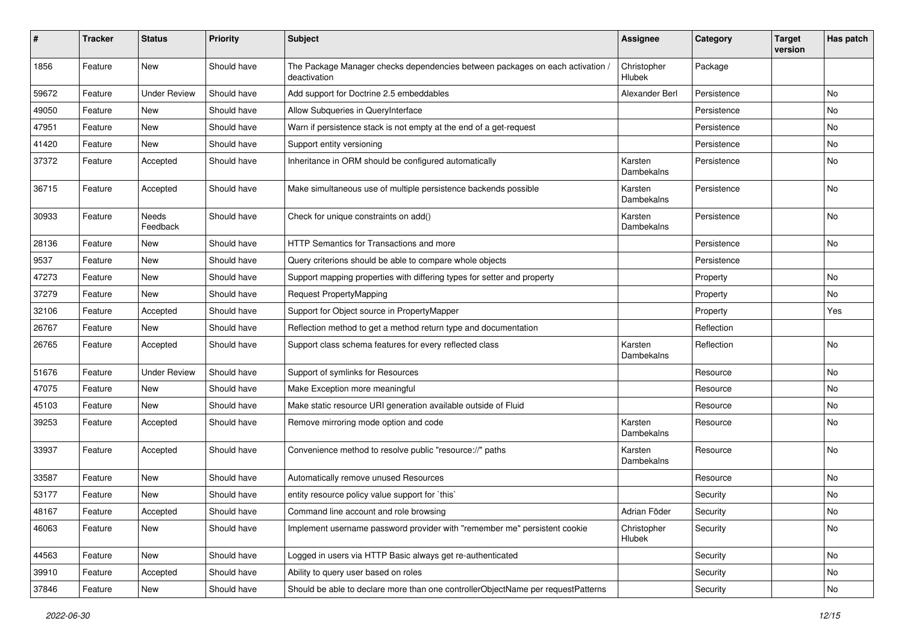| # | Tracker | Status | Priority | Subject | Assignee | Category | Target version | Has patch |
|---|---|---|---|---|---|---|---|---|
| 1856 | Feature | New | Should have | The Package Manager checks dependencies between packages on each activation / deactivation | Christopher Hlubek | Package | | |
| 59672 | Feature | Under Review | Should have | Add support for Doctrine 2.5 embeddables | Alexander Berl | Persistence | | No |
| 49050 | Feature | New | Should have | Allow Subqueries in QueryInterface | | Persistence | | No |
| 47951 | Feature | New | Should have | Warn if persistence stack is not empty at the end of a get-request | | Persistence | | No |
| 41420 | Feature | New | Should have | Support entity versioning | | Persistence | | No |
| 37372 | Feature | Accepted | Should have | Inheritance in ORM should be configured automatically | Karsten Dambekalns | Persistence | | No |
| 36715 | Feature | Accepted | Should have | Make simultaneous use of multiple persistence backends possible | Karsten Dambekalns | Persistence | | No |
| 30933 | Feature | Needs Feedback | Should have | Check for unique constraints on add() | Karsten Dambekalns | Persistence | | No |
| 28136 | Feature | New | Should have | HTTP Semantics for Transactions and more | | Persistence | | No |
| 9537 | Feature | New | Should have | Query criterions should be able to compare whole objects | | Persistence | | |
| 47273 | Feature | New | Should have | Support mapping properties with differing types for setter and property | | Property | | No |
| 37279 | Feature | New | Should have | Request PropertyMapping | | Property | | No |
| 32106 | Feature | Accepted | Should have | Support for Object source in PropertyMapper | | Property | | Yes |
| 26767 | Feature | New | Should have | Reflection method to get a method return type and documentation | | Reflection | | |
| 26765 | Feature | Accepted | Should have | Support class schema features for every reflected class | Karsten Dambekalns | Reflection | | No |
| 51676 | Feature | Under Review | Should have | Support of symlinks for Resources | | Resource | | No |
| 47075 | Feature | New | Should have | Make Exception more meaningful | | Resource | | No |
| 45103 | Feature | New | Should have | Make static resource URI generation available outside of Fluid | | Resource | | No |
| 39253 | Feature | Accepted | Should have | Remove mirroring mode option and code | Karsten Dambekalns | Resource | | No |
| 33937 | Feature | Accepted | Should have | Convenience method to resolve public "resource://" paths | Karsten Dambekalns | Resource | | No |
| 33587 | Feature | New | Should have | Automatically remove unused Resources | | Resource | | No |
| 53177 | Feature | New | Should have | entity resource policy value support for `this` | | Security | | No |
| 48167 | Feature | Accepted | Should have | Command line account and role browsing | Adrian Föder | Security | | No |
| 46063 | Feature | New | Should have | Implement username password provider with "remember me" persistent cookie | Christopher Hlubek | Security | | No |
| 44563 | Feature | New | Should have | Logged in users via HTTP Basic always get re-authenticated | | Security | | No |
| 39910 | Feature | Accepted | Should have | Ability to query user based on roles | | Security | | No |
| 37846 | Feature | New | Should have | Should be able to declare more than one controllerObjectName per requestPatterns | | Security | | No |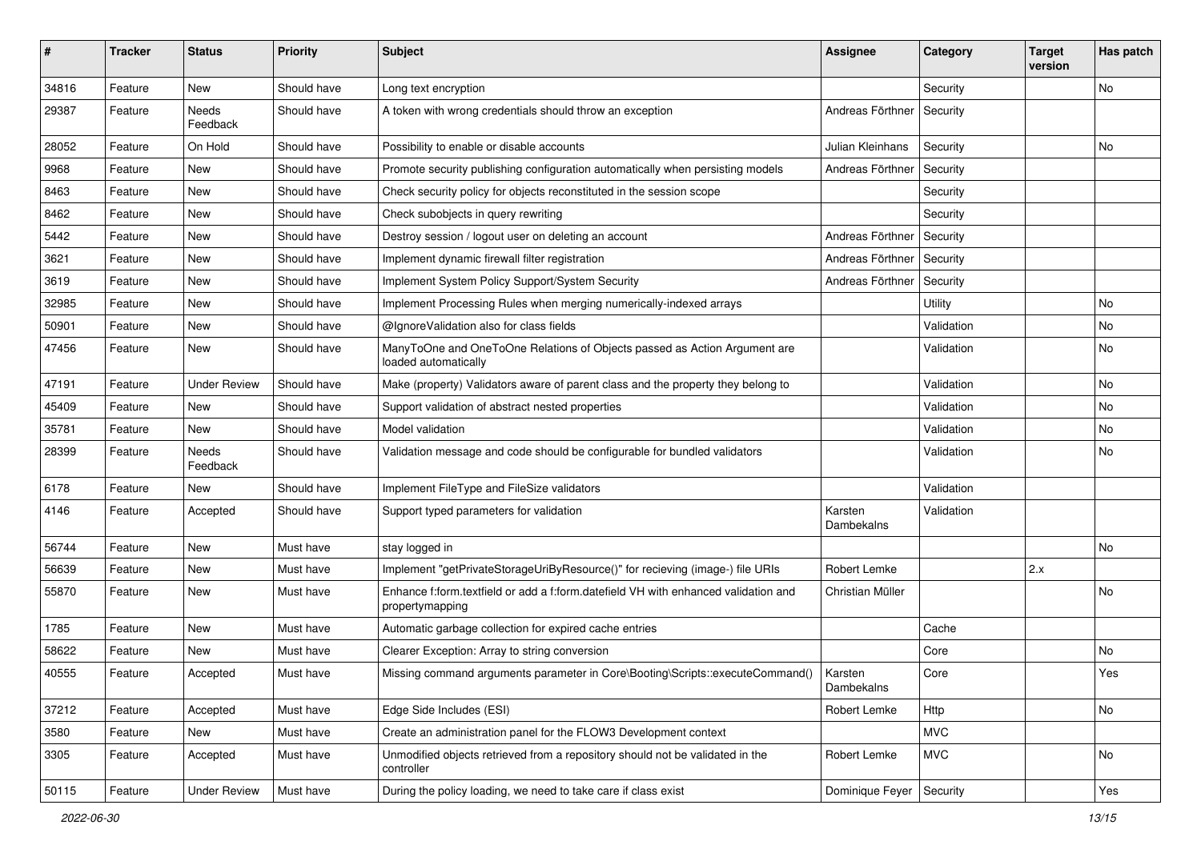| # | Tracker | Status | Priority | Subject | Assignee | Category | Target version | Has patch |
|---|---|---|---|---|---|---|---|---|
| 34816 | Feature | New | Should have | Long text encryption | | Security | | No |
| 29387 | Feature | Needs Feedback | Should have | A token with wrong credentials should throw an exception | Andreas Förthner | Security | | |
| 28052 | Feature | On Hold | Should have | Possibility to enable or disable accounts | Julian Kleinhans | Security | | No |
| 9968 | Feature | New | Should have | Promote security publishing configuration automatically when persisting models | Andreas Förthner | Security | | |
| 8463 | Feature | New | Should have | Check security policy for objects reconstituted in the session scope | | Security | | |
| 8462 | Feature | New | Should have | Check subobjects in query rewriting | | Security | | |
| 5442 | Feature | New | Should have | Destroy session / logout user on deleting an account | Andreas Förthner | Security | | |
| 3621 | Feature | New | Should have | Implement dynamic firewall filter registration | Andreas Förthner | Security | | |
| 3619 | Feature | New | Should have | Implement System Policy Support/System Security | Andreas Förthner | Security | | |
| 32985 | Feature | New | Should have | Implement Processing Rules when merging numerically-indexed arrays | | Utility | | No |
| 50901 | Feature | New | Should have | @IgnoreValidation also for class fields | | Validation | | No |
| 47456 | Feature | New | Should have | ManyToOne and OneToOne Relations of Objects passed as Action Argument are loaded automatically | | Validation | | No |
| 47191 | Feature | Under Review | Should have | Make (property) Validators aware of parent class and the property they belong to | | Validation | | No |
| 45409 | Feature | New | Should have | Support validation of abstract nested properties | | Validation | | No |
| 35781 | Feature | New | Should have | Model validation | | Validation | | No |
| 28399 | Feature | Needs Feedback | Should have | Validation message and code should be configurable for bundled validators | | Validation | | No |
| 6178 | Feature | New | Should have | Implement FileType and FileSize validators | | Validation | | |
| 4146 | Feature | Accepted | Should have | Support typed parameters for validation | Karsten Dambekalns | Validation | | |
| 56744 | Feature | New | Must have | stay logged in | | | | No |
| 56639 | Feature | New | Must have | Implement "getPrivateStorageUriByResource()" for recieving (image-) file URIs | Robert Lemke | | 2.x | |
| 55870 | Feature | New | Must have | Enhance f:form.textfield or add a f:form.datefield VH with enhanced validation and propertymapping | Christian Müller | | | No |
| 1785 | Feature | New | Must have | Automatic garbage collection for expired cache entries | | Cache | | |
| 58622 | Feature | New | Must have | Clearer Exception: Array to string conversion | | Core | | No |
| 40555 | Feature | Accepted | Must have | Missing command arguments parameter in Core\Booting\Scripts::executeCommand() | Karsten Dambekalns | Core | | Yes |
| 37212 | Feature | Accepted | Must have | Edge Side Includes (ESI) | Robert Lemke | Http | | No |
| 3580 | Feature | New | Must have | Create an administration panel for the FLOW3 Development context | | MVC | | |
| 3305 | Feature | Accepted | Must have | Unmodified objects retrieved from a repository should not be validated in the controller | Robert Lemke | MVC | | No |
| 50115 | Feature | Under Review | Must have | During the policy loading, we need to take care if class exist | Dominique Feyer | Security | | Yes |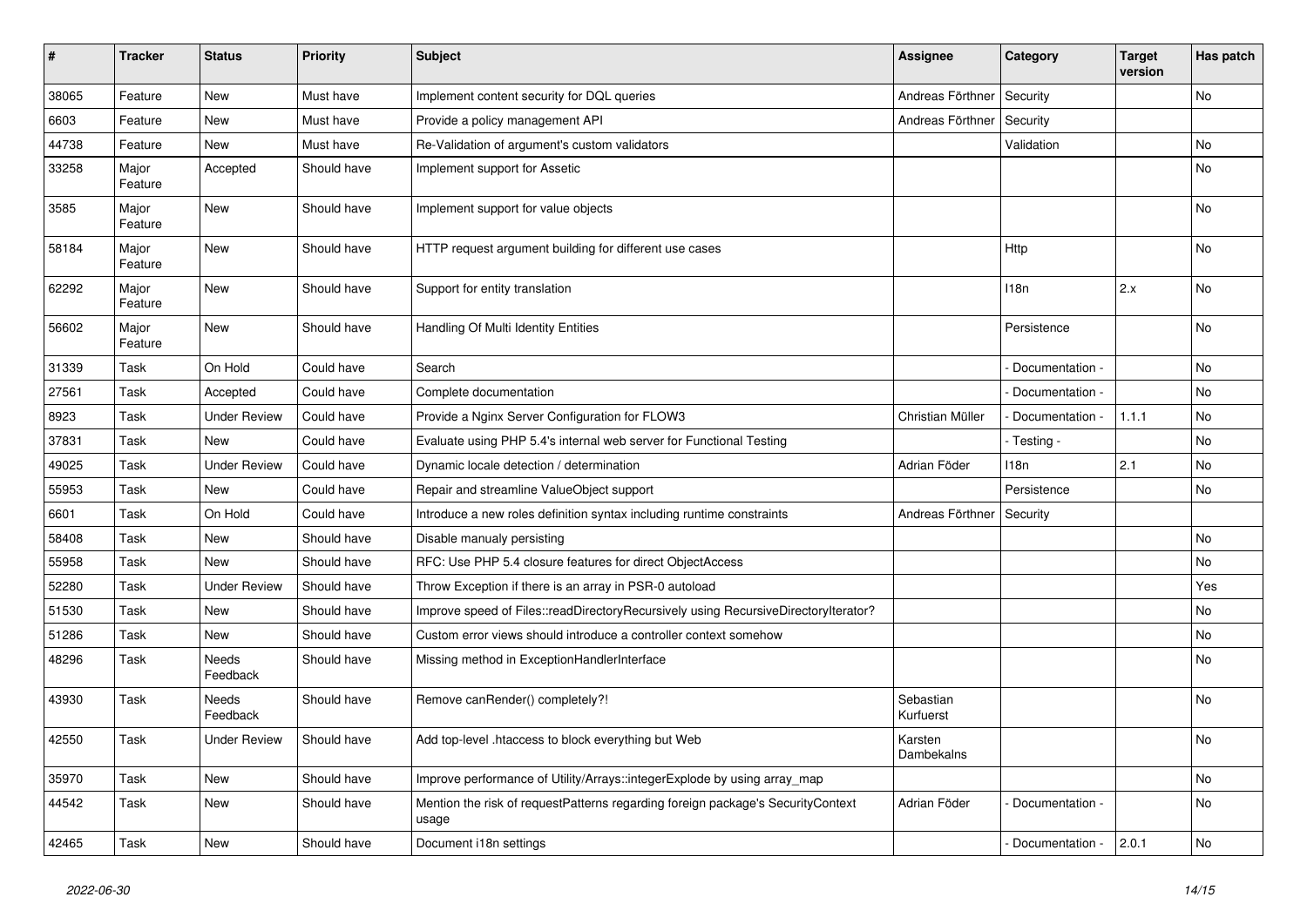| # | Tracker | Status | Priority | Subject | Assignee | Category | Target version | Has patch |
|---|---|---|---|---|---|---|---|---|
| 38065 | Feature | New | Must have | Implement content security for DQL queries | Andreas Förthner | Security | | No |
| 6603 | Feature | New | Must have | Provide a policy management API | Andreas Förthner | Security | | |
| 44738 | Feature | New | Must have | Re-Validation of argument's custom validators | | Validation | | No |
| 33258 | Major Feature | Accepted | Should have | Implement support for Assetic | | | | No |
| 3585 | Major Feature | New | Should have | Implement support for value objects | | | | No |
| 58184 | Major Feature | New | Should have | HTTP request argument building for different use cases | | Http | | No |
| 62292 | Major Feature | New | Should have | Support for entity translation | | I18n | 2.x | No |
| 56602 | Major Feature | New | Should have | Handling Of Multi Identity Entities | | Persistence | | No |
| 31339 | Task | On Hold | Could have | Search | | - Documentation - | | No |
| 27561 | Task | Accepted | Could have | Complete documentation | | - Documentation - | | No |
| 8923 | Task | Under Review | Could have | Provide a Nginx Server Configuration for FLOW3 | Christian Müller | - Documentation - | 1.1.1 | No |
| 37831 | Task | New | Could have | Evaluate using PHP 5.4's internal web server for Functional Testing | | - Testing - | | No |
| 49025 | Task | Under Review | Could have | Dynamic locale detection / determination | Adrian Föder | I18n | 2.1 | No |
| 55953 | Task | New | Could have | Repair and streamline ValueObject support | | Persistence | | No |
| 6601 | Task | On Hold | Could have | Introduce a new roles definition syntax including runtime constraints | Andreas Förthner | Security | | |
| 58408 | Task | New | Should have | Disable manualy persisting | | | | No |
| 55958 | Task | New | Should have | RFC: Use PHP 5.4 closure features for direct ObjectAccess | | | | No |
| 52280 | Task | Under Review | Should have | Throw Exception if there is an array in PSR-0 autoload | | | | Yes |
| 51530 | Task | New | Should have | Improve speed of Files::readDirectoryRecursively using RecursiveDirectoryIterator? | | | | No |
| 51286 | Task | New | Should have | Custom error views should introduce a controller context somehow | | | | No |
| 48296 | Task | Needs Feedback | Should have | Missing method in ExceptionHandlerInterface | | | | No |
| 43930 | Task | Needs Feedback | Should have | Remove canRender() completely?! | Sebastian Kurfuerst | | | No |
| 42550 | Task | Under Review | Should have | Add top-level .htaccess to block everything but Web | Karsten Dambekalns | | | No |
| 35970 | Task | New | Should have | Improve performance of Utility/Arrays::integerExplode by using array_map | | | | No |
| 44542 | Task | New | Should have | Mention the risk of requestPatterns regarding foreign package's SecurityContext usage | Adrian Föder | - Documentation - | | No |
| 42465 | Task | New | Should have | Document i18n settings | | - Documentation - | 2.0.1 | No |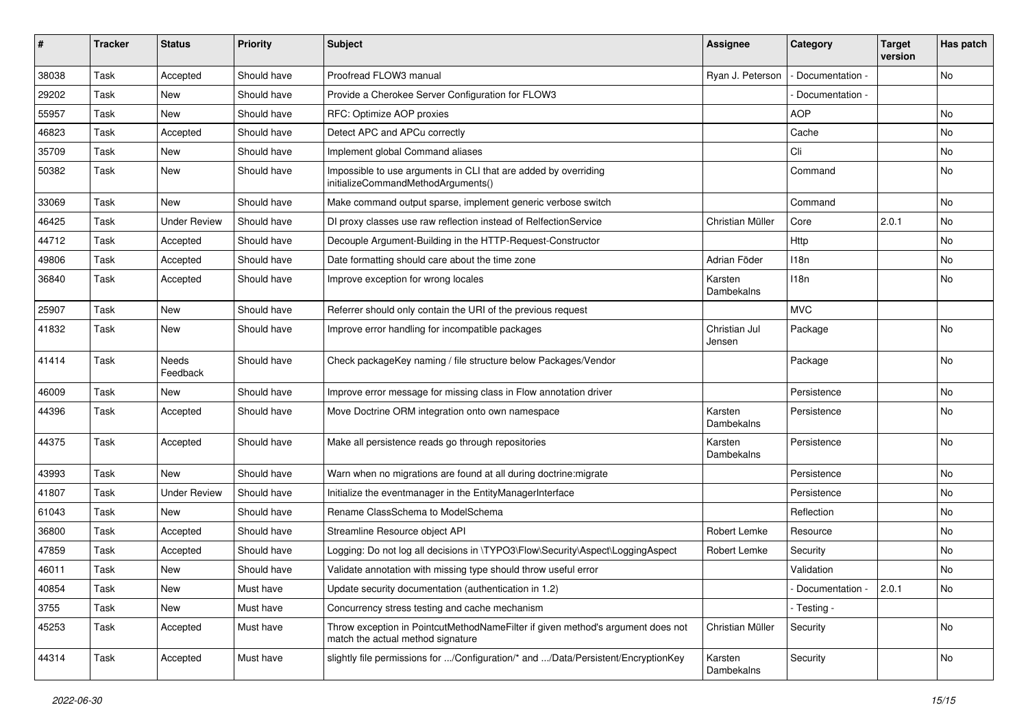| # | Tracker | Status | Priority | Subject | Assignee | Category | Target version | Has patch |
|---|---|---|---|---|---|---|---|---|
| 38038 | Task | Accepted | Should have | Proofread FLOW3 manual | Ryan J. Peterson | - Documentation - | | No |
| 29202 | Task | New | Should have | Provide a Cherokee Server Configuration for FLOW3 | | - Documentation - | | |
| 55957 | Task | New | Should have | RFC: Optimize AOP proxies | | AOP | | No |
| 46823 | Task | Accepted | Should have | Detect APC and APCu correctly | | Cache | | No |
| 35709 | Task | New | Should have | Implement global Command aliases | | Cli | | No |
| 50382 | Task | New | Should have | Impossible to use arguments in CLI that are added by overriding initializeCommandMethodArguments() | | Command | | No |
| 33069 | Task | New | Should have | Make command output sparse, implement generic verbose switch | | Command | | No |
| 46425 | Task | Under Review | Should have | DI proxy classes use raw reflection instead of RelfectionService | Christian Müller | Core | 2.0.1 | No |
| 44712 | Task | Accepted | Should have | Decouple Argument-Building in the HTTP-Request-Constructor | | Http | | No |
| 49806 | Task | Accepted | Should have | Date formatting should care about the time zone | Adrian Föder | I18n | | No |
| 36840 | Task | Accepted | Should have | Improve exception for wrong locales | Karsten Dambekalns | I18n | | No |
| 25907 | Task | New | Should have | Referrer should only contain the URI of the previous request | | MVC | | |
| 41832 | Task | New | Should have | Improve error handling for incompatible packages | Christian Jul Jensen | Package | | No |
| 41414 | Task | Needs Feedback | Should have | Check packageKey naming / file structure below Packages/Vendor | | Package | | No |
| 46009 | Task | New | Should have | Improve error message for missing class in Flow annotation driver | | Persistence | | No |
| 44396 | Task | Accepted | Should have | Move Doctrine ORM integration onto own namespace | Karsten Dambekalns | Persistence | | No |
| 44375 | Task | Accepted | Should have | Make all persistence reads go through repositories | Karsten Dambekalns | Persistence | | No |
| 43993 | Task | New | Should have | Warn when no migrations are found at all during doctrine:migrate | | Persistence | | No |
| 41807 | Task | Under Review | Should have | Initialize the eventmanager in the EntityManagerInterface | | Persistence | | No |
| 61043 | Task | New | Should have | Rename ClassSchema to ModelSchema | | Reflection | | No |
| 36800 | Task | Accepted | Should have | Streamline Resource object API | Robert Lemke | Resource | | No |
| 47859 | Task | Accepted | Should have | Logging: Do not log all decisions in \TYPO3\Flow\Security\Aspect\LoggingAspect | Robert Lemke | Security | | No |
| 46011 | Task | New | Should have | Validate annotation with missing type should throw useful error | | Validation | | No |
| 40854 | Task | New | Must have | Update security documentation (authentication in 1.2) | | - Documentation - | 2.0.1 | No |
| 3755 | Task | New | Must have | Concurrency stress testing and cache mechanism | | - Testing - | | |
| 45253 | Task | Accepted | Must have | Throw exception in PointcutMethodNameFilter if given method's argument does not match the actual method signature | Christian Müller | Security | | No |
| 44314 | Task | Accepted | Must have | slightly file permissions for .../Configuration/* and .../Data/Persistent/EncryptionKey | Karsten Dambekalns | Security | | No |